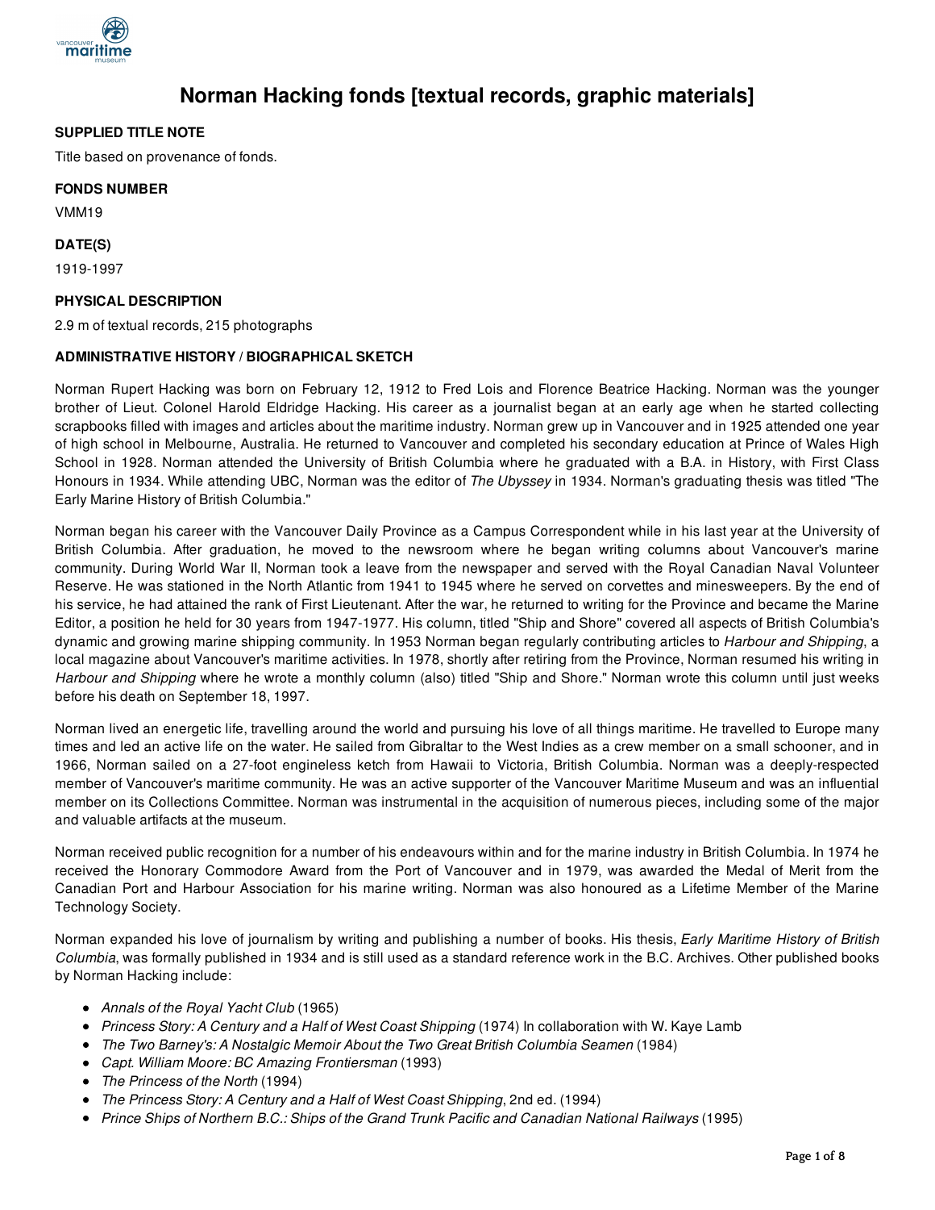# Norman Hacking fonds [textual records, graphic materials]

### SUPPLIED TITLE NOTE

Title based on provenance of fonds.

### FONDS NUMBER

VMM19

### DATE(S)

1919-1997

### PHYSICAL DESCRIPTION

2.9 m of textual records, 215 photographs

### ADMINISTRATIVE HISTORY / BIOGRAPHICAL SKETCH

Norman Rupert Hacking was born on February 12, 1912 to Fred Lois and Florence Beatrice Hacking. Norman was the younger brother of Lieut. Colonel Harold Eldridge Hacking. His career as a journalist began at an early age when he started collecting scrapbooks filled with images and articles about the maritime industry. Norman grew up in Vancouver and in 1925 attended one year of high school in Melbourne, Australia. He returned to Vancouver and completed his secondary education at Prince of Wales High School in 1928. Norman attended the University of British Columbia where he graduated with a B.A. in History, with First Class Honours in 1934. While attending UBC, Norman was the editor of *The Ubyssey* in 1934. Norman's graduating thesis was titled "The Early Marine History of British Columbia."

Norman began his career with the Vancouver Daily Province as a Campus Correspondent while in his last year at the University of British Columbia. After graduation, he moved to the newsroom where he began writing columns about Vancouver's marine community. During World War II, Norman took a leave from the newspaper and served with the Royal Canadian Naval Volunteer Reserve. He was stationed in the North Atlantic from 1941 to 1945 where he served on corvettes and minesweepers. By the end of his service, he had attained the rank of First Lieutenant. After the war, he returned to writing for the Province and became the Marine Editor, a position he held for 30 years from 1947-1977. His column, titled "Ship and Shore" covered all aspects of British Columbia's dynamic and growing marine shipping community. In 1953 Norman began regularly contributing articles to *Harbour and Shipping*, a local magazine about Vancouver's maritime activities. In 1978, shortly after retiring from the Province, Norman resumed his writing in *Harbour and Shipping* where he wrote a monthly column (also) titled "Ship and Shore." Norman wrote this column until just weeks before his death on September 18, 1997.

Norman lived an energetic life, travelling around the world and pursuing his love of all things maritime. He travelled to Europe many times and led an active life on the water. He sailed from Gibraltar to the West Indies as a crew member on a small schooner, and in 1966, Norman sailed on a 27-foot engineless ketch from Hawaii to Victoria, British Columbia. Norman was a deeply-respected member of Vancouver's maritime community. He was an active supporter of the Vancouver Maritime Museum and was an influential member on its Collections Committee. Norman was instrumental in the acquisition of numerous pieces, including some of the major and valuable artifacts at the museum.

Norman received public recognition for a number of his endeavours within and for the marine industry in British Columbia. In 1974 he received the Honorary Commodore Award from the Port of Vancouver and in 1979, was awarded the Medal of Merit from the Canadian Port and Harbour Association for his marine writing. Norman was also honoured as a Lifetime Member of the Marine Technology Society.

Norman expanded his love of journalism by writing and publishing a number of books. His thesis, *Early Maritime History of British Columbia*, was formally published in 1934 and is still used as a standard reference work in the B.C. Archives. Other published books by Norman Hacking include:

- *Annals of the Royal Yacht Club* (1965)
- *Princess Story: A Century and a Half of West Coast Shipping* (1974) In collaboration with W. Kaye Lamb
- *The Two Barney's: A Nostalgic Memoir About the Two Great British Columbia Seamen* (1984)
- *Capt. William Moore: BC Amazing Frontiersman* (1993)
- *The Princess of the North* (1994)
- *The Princess Story: A Century and a Half of West Coast Shipping*, 2nd ed. (1994)
- *Prince Ships of Northern B.C.: Ships of the Grand Trunk Pacific and Canadian National Railways* (1995)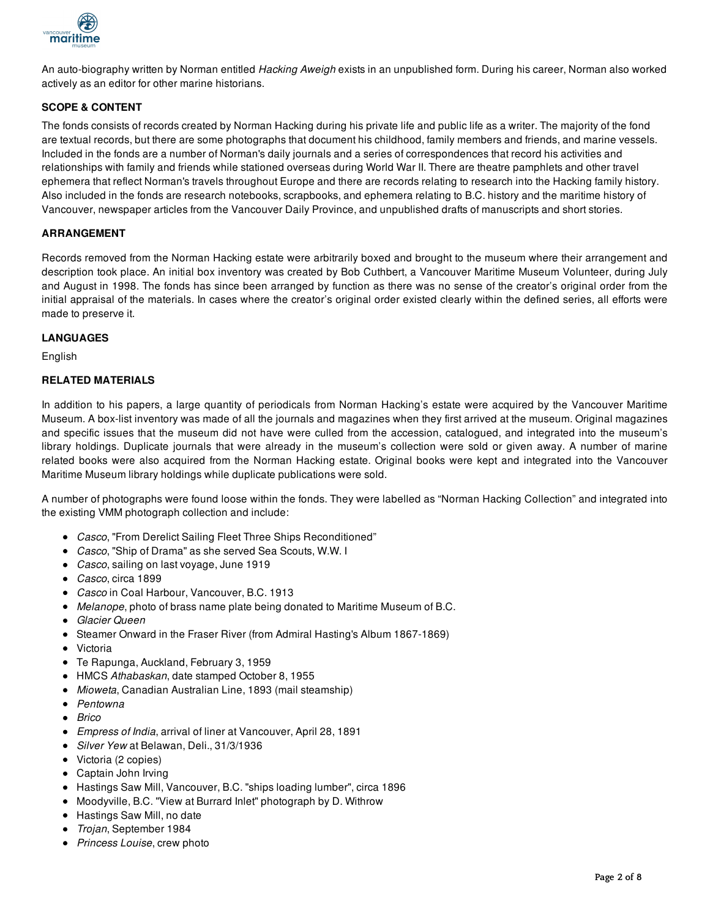An auto-biography written by Norman entitled *Hacking Aweigh* exists in an unpublished form. During his career, Norman also worked actively as an editor for other marine historians.

**SCOPE & CONTENT**

The fonds consists of records created by Norman Hacking during his private life and public life as a writer. The majority of the fond are textual records, but there are some photographs that document his childhood, family members and friends, and marine vessels. Included in the fonds are a number of Norman's daily journals and a series of correspondences that record his activities and relationships with family and friends while stationed overseas during World War II. There are theatre pamphlets and other travel ephemera that reflect Norman's travels throughout Europe and there are records relating to research into the Hacking family history. Also included in the fonds are research notebooks, scrapbooks, and ephemera relating to B.C. history and the maritime history of Vancouver, newspaper articles from the Vancouver Daily Province, and unpublished drafts of manuscripts and short stories.

**ARRANGEMENT**

Records removed from the Norman Hacking estate were arbitrarily boxed and brought to the museum where their arrangement and description took place. An initial box inventory was created by Bob Cuthbert, a Vancouver Maritime Museum Volunteer, during July and August in 1998. The fonds has since been arranged by function as there was no sense of the creator's original order from the initial appraisal of the materials. In cases where the creator's original order existed clearly within the defined series, all efforts were made to preserve it.

**LANGUAGES**

English

**RELATED MATERIALS**

In addition to his papers, a large quantity of periodicals from Norman Hacking's estate were acquired by the Vancouver Maritime Museum. A box-list inventory was made of all the journals and magazines when they first arrived at the museum. Original magazines and specific issues that the museum did not have were culled from the accession, catalogued, and integrated into the museum's library holdings. Duplicate journals that were already in the museum's collection were sold or given away. A number of marine related books were also acquired from the Norman Hacking estate. Original books were kept and integrated into the Vancouver Maritime Museum library holdings while duplicate publications were sold.

A number of photographs were found loose within the fonds. They were labelled as "Norman Hacking Collection" and integrated into the existing VMM photograph collection and include:

- *Casco*, "From Derelict Sailing Fleet Three Ships Reconditioned"
- *Casco*, "Ship of Drama" as she served Sea Scouts, W.W. I
- *Casco*, sailing on last voyage, June 1919
- *Casco*, circa 1899
- *Casco* in Coal Harbour, Vancouver, B.C. 1913
- *Melanope*, photo of brass name plate being donated to Maritime Museum of B.C.
- *Glacier Queen*
- Steamer Onward in the Fraser River (from Admiral Hasting's Album 1867-1869)
- Victoria
- Te Rapunga, Auckland, February 3, 1959
- HMCS *Athabaskan*, date stamped October 8, 1955
- *Mioweta*, Canadian Australian Line, 1893 (mail steamship)
- *Pentowna*
- *Brico*
- *Empress of India*, arrival of liner at Vancouver, April 28, 1891
- *Silver Yew* at Belawan, Deli., 31/3/1936
- Victoria (2 copies)
- Captain John Irving
- Hastings Saw Mill, Vancouver, B.C. "ships loading lumber", circa 1896
- Moodyville, B.C. "View at Burrard Inlet" photograph by D. Withrow
- Hastings Saw Mill, no date
- *Trojan*, September 1984
- *Princess Louise*, crew photo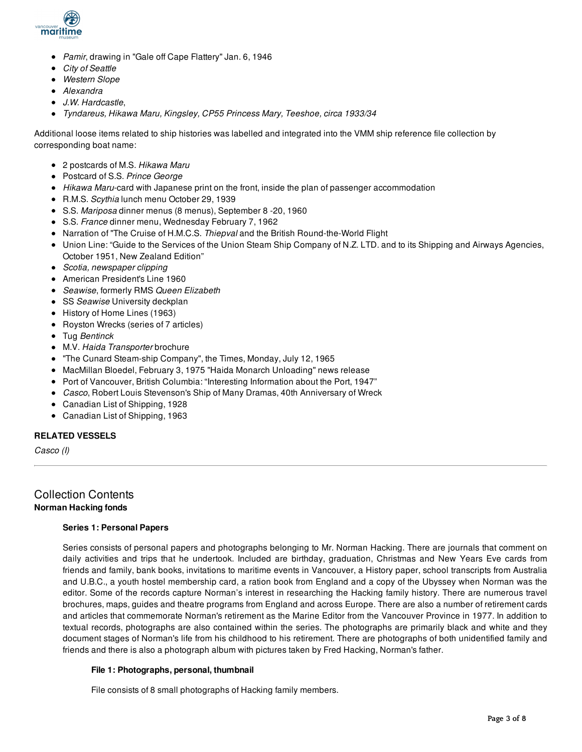- *Pamir*, drawing in "Gale off Cape Flattery" Jan. 6, 1946
- *City of Seattle*
- *Western Slope*
- *Alexandra*
- *J.W. Hardcastle*,
- *Tyndareus, Hikawa Maru, Kingsley, CP55 Princess Mary, Teeshoe, circa 1933/34*

Additional loose items related to ship histories was labelled and integrated into the VMM ship reference file collection by corresponding boat name:

- 2 postcards of M.S. *Hikawa Maru*
- Postcard of S.S. *Prince George*
- *Hikawa Maru*-card with Japanese print on the front, inside the plan of passenger accommodation
- R.M.S. *Scythia* lunch menu October 29, 1939
- S.S. *Mariposa* dinner menus (8 menus), September 8 -20, 1960
- S.S. *France* dinner menu, Wednesday February 7, 1962
- Narration of "The Cruise of H.M.C.S. *Thiepval* and the British Round-the-World Flight
- Union Line: "Guide to the Services of the Union Steam Ship Company of N.Z. LTD. and to its Shipping and Airways Agencies, October 1951, New Zealand Edition"
- *Scotia, newspaper clipping*
- American President's Line 1960
- *Seawise*, formerly RMS *Queen Elizabeth*
- SS *Seawise* University deckplan
- History of Home Lines (1963)
- Royston Wrecks (series of 7 articles)
- Tug *Bentinck*
- M.V. *Haida Transporter* brochure
- "The Cunard Steam-ship Company", the Times, Monday, July 12, 1965
- MacMillan Bloedel, February 3, 1975 "Haida Monarch Unloading" news release
- Port of Vancouver, British Columbia: "Interesting Information about the Port, 1947"
- *Casco*, Robert Louis Stevenson's Ship of Many Dramas, 40th Anniversary of Wreck
- Canadian List of Shipping, 1928
- Canadian List of Shipping, 1963

**RELATED VESSELS**

*Casco (I)*

---

## Collection Contents

**Norman Hacking fonds**

**Series 1: Personal Papers**

Series consists of personal papers and photographs belonging to Mr. Norman Hacking. There are journals that comment on daily activities and trips that he undertook. Included are birthday, graduation, Christmas and New Years Eve cards from friends and family, bank books, invitations to maritime events in Vancouver, a History paper, school transcripts from Australia and U.B.C., a youth hostel membership card, a ration book from England and a copy of the Ubyssey when Norman was the editor. Some of the records capture Norman's interest in researching the Hacking family history. There are numerous travel brochures, maps, guides and theatre programs from England and across Europe. There are also a number of retirement cards and articles that commemorate Norman's retirement as the Marine Editor from the Vancouver Province in 1977. In addition to textual records, photographs are also contained within the series. The photographs are primarily black and white and they document stages of Norman's life from his childhood to his retirement. There are photographs of both unidentified family and friends and there is also a photograph album with pictures taken by Fred Hacking, Norman's father.

**File 1: Photographs, personal, thumbnail**

File consists of 8 small photographs of Hacking family members.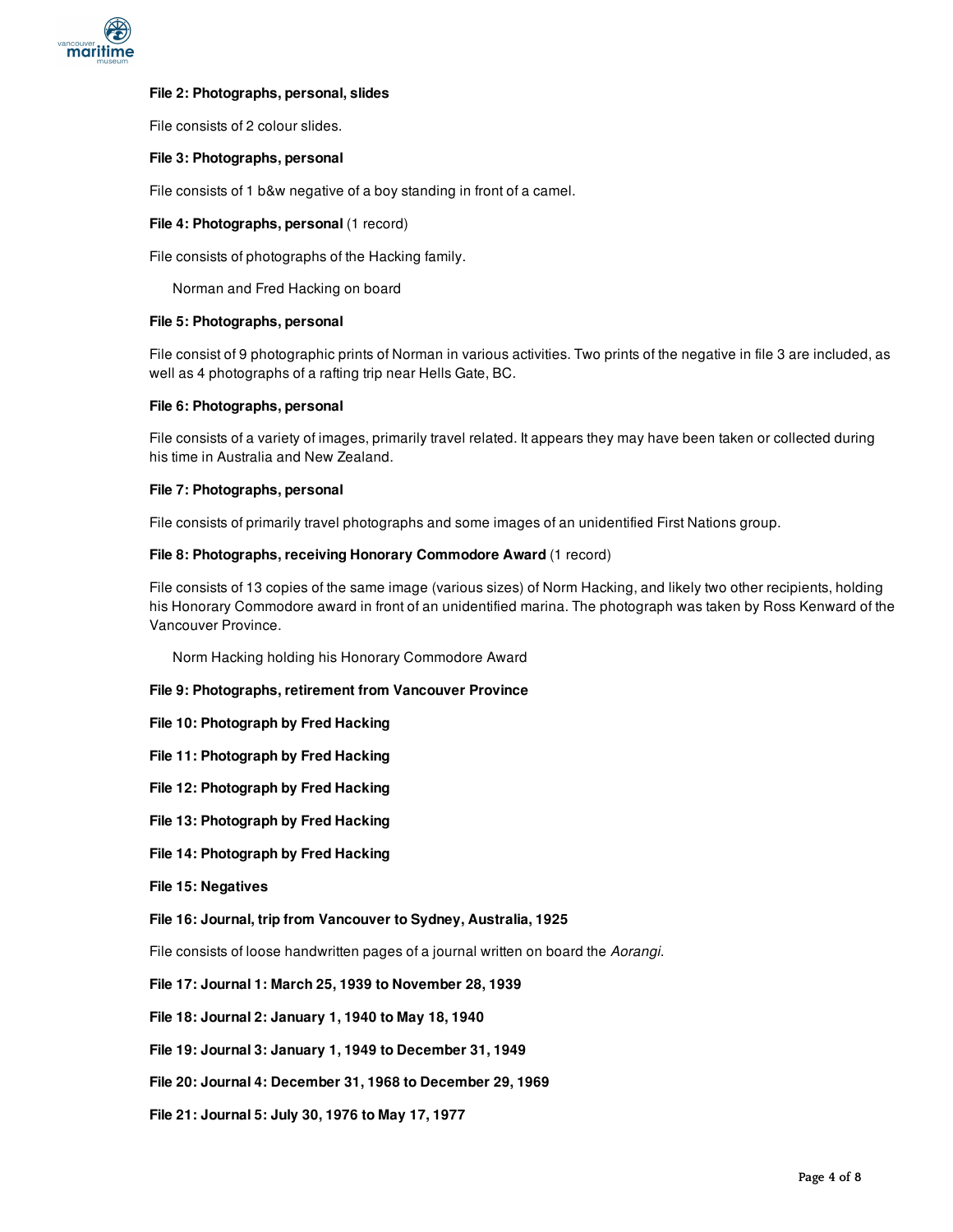**File 2: Photographs, personal, slides**

File consists of 2 colour slides.

**File 3: Photographs, personal**

File consists of 1 b&w negative of a boy standing in front of a camel.

**File 4: Photographs, personal** (1 record)

File consists of photographs of the Hacking family.

Norman and Fred Hacking on board

**File 5: Photographs, personal**

File consist of 9 photographic prints of Norman in various activities. Two prints of the negative in file 3 are included, as well as 4 photographs of a rafting trip near Hells Gate, BC.

**File 6: Photographs, personal**

File consists of a variety of images, primarily travel related. It appears they may have been taken or collected during his time in Australia and New Zealand.

**File 7: Photographs, personal**

File consists of primarily travel photographs and some images of an unidentified First Nations group.

**File 8: Photographs, receiving Honorary Commodore Award** (1 record)

File consists of 13 copies of the same image (various sizes) of Norm Hacking, and likely two other recipients, holding his Honorary Commodore award in front of an unidentified marina. The photograph was taken by Ross Kenward of the Vancouver Province.

Norm Hacking holding his Honorary Commodore Award

**File 9: Photographs, retirement from Vancouver Province**

**File 10: Photograph by Fred Hacking**

**File 11: Photograph by Fred Hacking**

**File 12: Photograph by Fred Hacking**

**File 13: Photograph by Fred Hacking**

**File 14: Photograph by Fred Hacking**

**File 15: Negatives**

**File 16: Journal, trip from Vancouver to Sydney, Australia, 1925**

File consists of loose handwritten pages of a journal written on board the *Aorangi*.

**File 17: Journal 1: March 25, 1939 to November 28, 1939**

**File 18: Journal 2: January 1, 1940 to May 18, 1940**

**File 19: Journal 3: January 1, 1949 to December 31, 1949**

**File 20: Journal 4: December 31, 1968 to December 29, 1969**

**File 21: Journal 5: July 30, 1976 to May 17, 1977**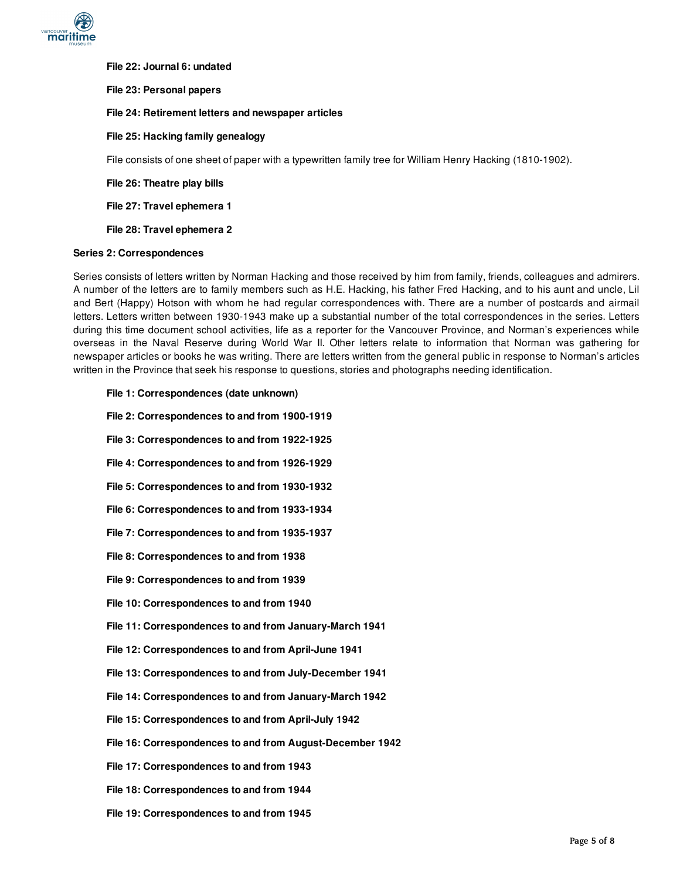**File 22: Journal 6: undated**

**File 23: Personal papers**

**File 24: Retirement letters and newspaper articles**

**File 25: Hacking family genealogy**

File consists of one sheet of paper with a typewritten family tree for William Henry Hacking (1810-1902).

**File 26: Theatre play bills**

**File 27: Travel ephemera 1**

**File 28: Travel ephemera 2**

**Series 2: Correspondences**

Series consists of letters written by Norman Hacking and those received by him from family, friends, colleagues and admirers. A number of the letters are to family members such as H.E. Hacking, his father Fred Hacking, and to his aunt and uncle, Lil and Bert (Happy) Hotson with whom he had regular correspondences with. There are a number of postcards and airmail letters. Letters written between 1930-1943 make up a substantial number of the total correspondences in the series. Letters during this time document school activities, life as a reporter for the Vancouver Province, and Norman's experiences while overseas in the Naval Reserve during World War II. Other letters relate to information that Norman was gathering for newspaper articles or books he was writing. There are letters written from the general public in response to Norman's articles written in the Province that seek his response to questions, stories and photographs needing identification.

**File 1: Correspondences (date unknown)**

**File 2: Correspondences to and from 1900-1919**

**File 3: Correspondences to and from 1922-1925**

**File 4: Correspondences to and from 1926-1929**

**File 5: Correspondences to and from 1930-1932**

**File 6: Correspondences to and from 1933-1934**

**File 7: Correspondences to and from 1935-1937**

**File 8: Correspondences to and from 1938**

**File 9: Correspondences to and from 1939**

**File 10: Correspondences to and from 1940**

**File 11: Correspondences to and from January-March 1941**

**File 12: Correspondences to and from April-June 1941**

**File 13: Correspondences to and from July-December 1941**

**File 14: Correspondences to and from January-March 1942**

**File 15: Correspondences to and from April-July 1942**

**File 16: Correspondences to and from August-December 1942**

**File 17: Correspondences to and from 1943**

**File 18: Correspondences to and from 1944**

**File 19: Correspondences to and from 1945**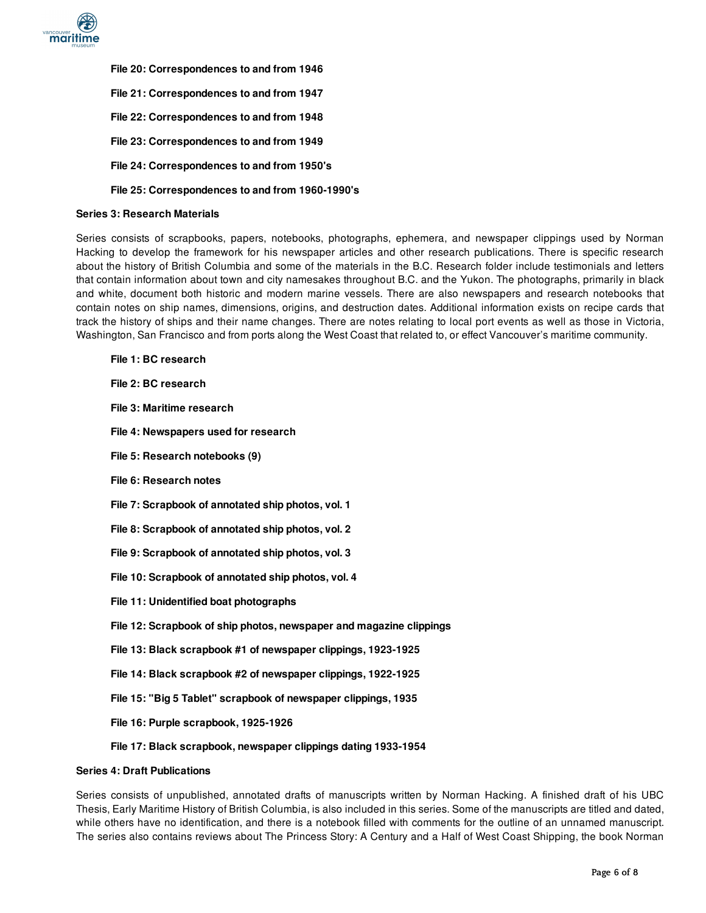**File 20: Correspondences to and from 1946**

**File 21: Correspondences to and from 1947**

**File 22: Correspondences to and from 1948**

**File 23: Correspondences to and from 1949**

**File 24: Correspondences to and from 1950's**

**File 25: Correspondences to and from 1960-1990's**

**Series 3: Research Materials**

Series consists of scrapbooks, papers, notebooks, photographs, ephemera, and newspaper clippings used by Norman Hacking to develop the framework for his newspaper articles and other research publications. There is specific research about the history of British Columbia and some of the materials in the B.C. Research folder include testimonials and letters that contain information about town and city namesakes throughout B.C. and the Yukon. The photographs, primarily in black and white, document both historic and modern marine vessels. There are also newspapers and research notebooks that contain notes on ship names, dimensions, origins, and destruction dates. Additional information exists on recipe cards that track the history of ships and their name changes. There are notes relating to local port events as well as those in Victoria, Washington, San Francisco and from ports along the West Coast that related to, or effect Vancouver's maritime community.

**File 1: BC research**

**File 2: BC research**

**File 3: Maritime research**

**File 4: Newspapers used for research**

**File 5: Research notebooks (9)**

**File 6: Research notes**

**File 7: Scrapbook of annotated ship photos, vol. 1**

**File 8: Scrapbook of annotated ship photos, vol. 2**

**File 9: Scrapbook of annotated ship photos, vol. 3**

**File 10: Scrapbook of annotated ship photos, vol. 4**

**File 11: Unidentified boat photographs**

**File 12: Scrapbook of ship photos, newspaper and magazine clippings**

**File 13: Black scrapbook #1 of newspaper clippings, 1923-1925**

**File 14: Black scrapbook #2 of newspaper clippings, 1922-1925**

**File 15: "Big 5 Tablet" scrapbook of newspaper clippings, 1935**

**File 16: Purple scrapbook, 1925-1926**

**File 17: Black scrapbook, newspaper clippings dating 1933-1954**

**Series 4: Draft Publications**

Series consists of unpublished, annotated drafts of manuscripts written by Norman Hacking. A finished draft of his UBC Thesis, Early Maritime History of British Columbia, is also included in this series. Some of the manuscripts are titled and dated, while others have no identification, and there is a notebook filled with comments for the outline of an unnamed manuscript. The series also contains reviews about The Princess Story: A Century and a Half of West Coast Shipping, the book Norman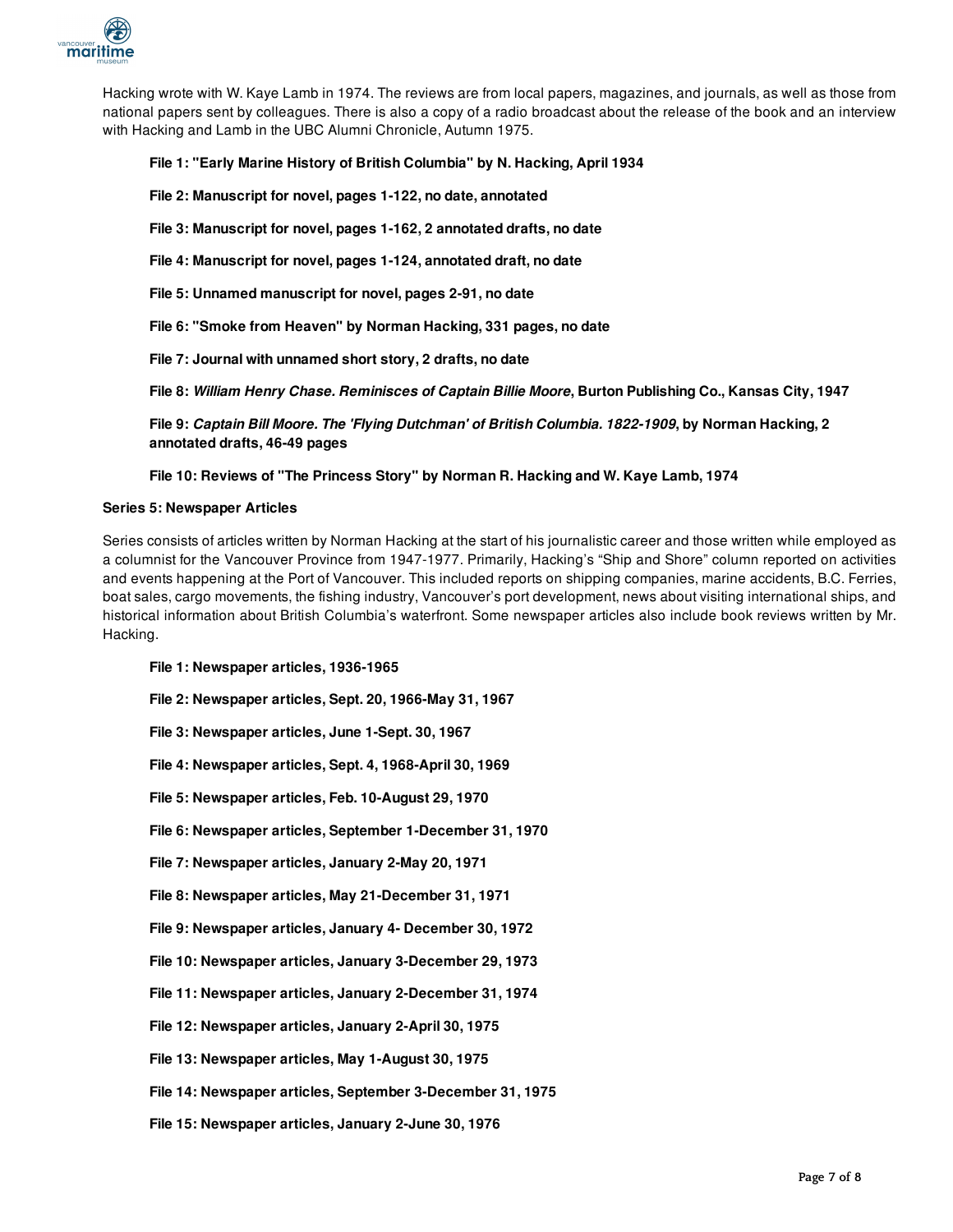Hacking wrote with W. Kaye Lamb in 1974. The reviews are from local papers, magazines, and journals, as well as those from national papers sent by colleagues. There is also a copy of a radio broadcast about the release of the book and an interview with Hacking and Lamb in the UBC Alumni Chronicle, Autumn 1975.

**File 1: "Early Marine History of British Columbia" by N. Hacking, April 1934**

**File 2: Manuscript for novel, pages 1-122, no date, annotated**

**File 3: Manuscript for novel, pages 1-162, 2 annotated drafts, no date**

**File 4: Manuscript for novel, pages 1-124, annotated draft, no date**

**File 5: Unnamed manuscript for novel, pages 2-91, no date**

**File 6: "Smoke from Heaven" by Norman Hacking, 331 pages, no date**

**File 7: Journal with unnamed short story, 2 drafts, no date**

**File 8: *William Henry Chase. Reminisces of Captain Billie Moore*, Burton Publishing Co., Kansas City, 1947**

**File 9: *Captain Bill Moore. The 'Flying Dutchman' of British Columbia. 1822-1909*, by Norman Hacking, 2 annotated drafts, 46-49 pages**

**File 10: Reviews of "The Princess Story" by Norman R. Hacking and W. Kaye Lamb, 1974**

**Series 5: Newspaper Articles**

Series consists of articles written by Norman Hacking at the start of his journalistic career and those written while employed as a columnist for the Vancouver Province from 1947-1977. Primarily, Hacking's "Ship and Shore" column reported on activities and events happening at the Port of Vancouver. This included reports on shipping companies, marine accidents, B.C. Ferries, boat sales, cargo movements, the fishing industry, Vancouver's port development, news about visiting international ships, and historical information about British Columbia's waterfront. Some newspaper articles also include book reviews written by Mr. Hacking.

**File 1: Newspaper articles, 1936-1965**

**File 2: Newspaper articles, Sept. 20, 1966-May 31, 1967**

**File 3: Newspaper articles, June 1-Sept. 30, 1967**

**File 4: Newspaper articles, Sept. 4, 1968-April 30, 1969**

**File 5: Newspaper articles, Feb. 10-August 29, 1970**

**File 6: Newspaper articles, September 1-December 31, 1970**

**File 7: Newspaper articles, January 2-May 20, 1971**

**File 8: Newspaper articles, May 21-December 31, 1971**

**File 9: Newspaper articles, January 4- December 30, 1972**

**File 10: Newspaper articles, January 3-December 29, 1973**

**File 11: Newspaper articles, January 2-December 31, 1974**

**File 12: Newspaper articles, January 2-April 30, 1975**

**File 13: Newspaper articles, May 1-August 30, 1975**

**File 14: Newspaper articles, September 3-December 31, 1975**

**File 15: Newspaper articles, January 2-June 30, 1976**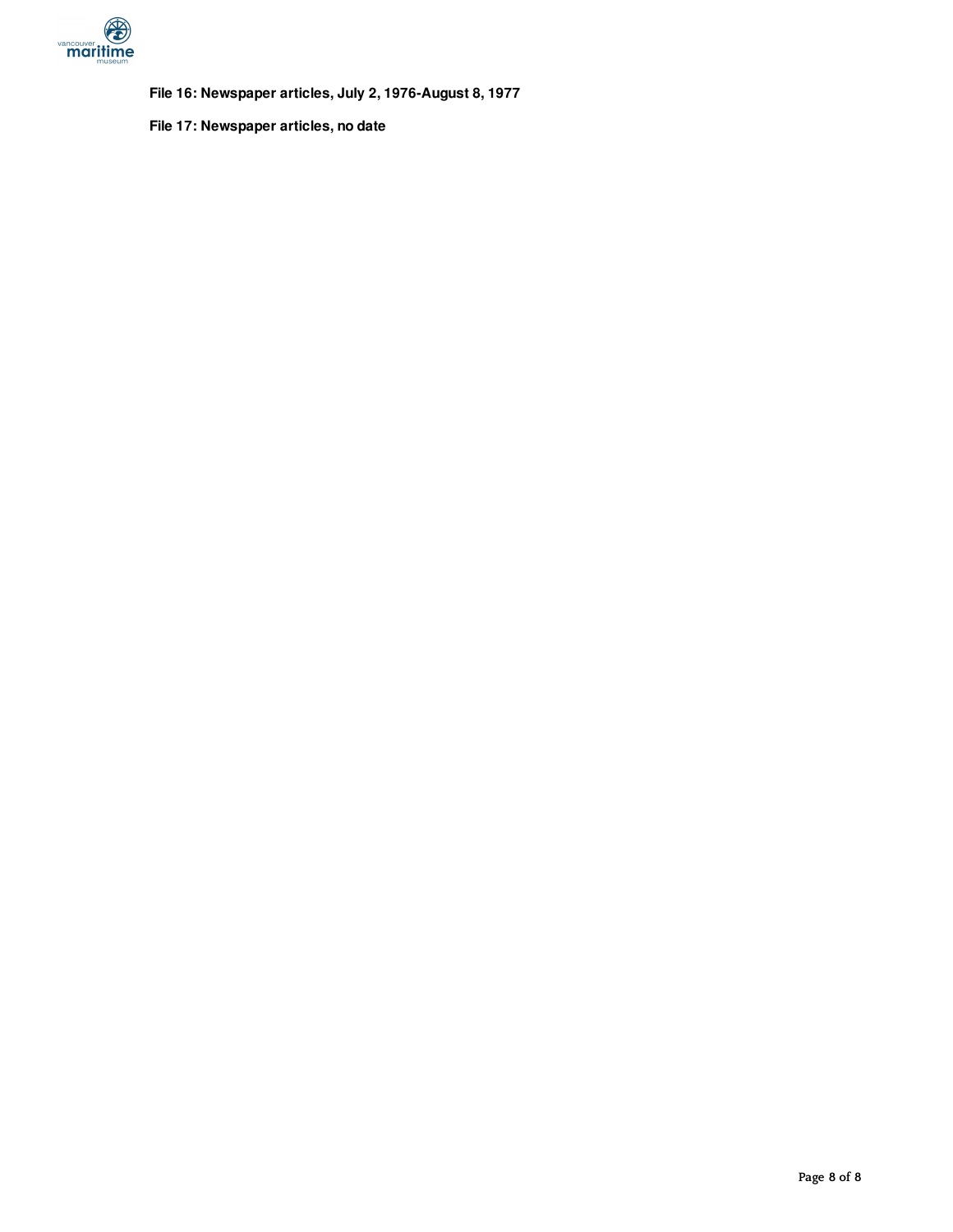**File 16: Newspaper articles, July 2, 1976-August 8, 1977**

**File 17: Newspaper articles, no date**